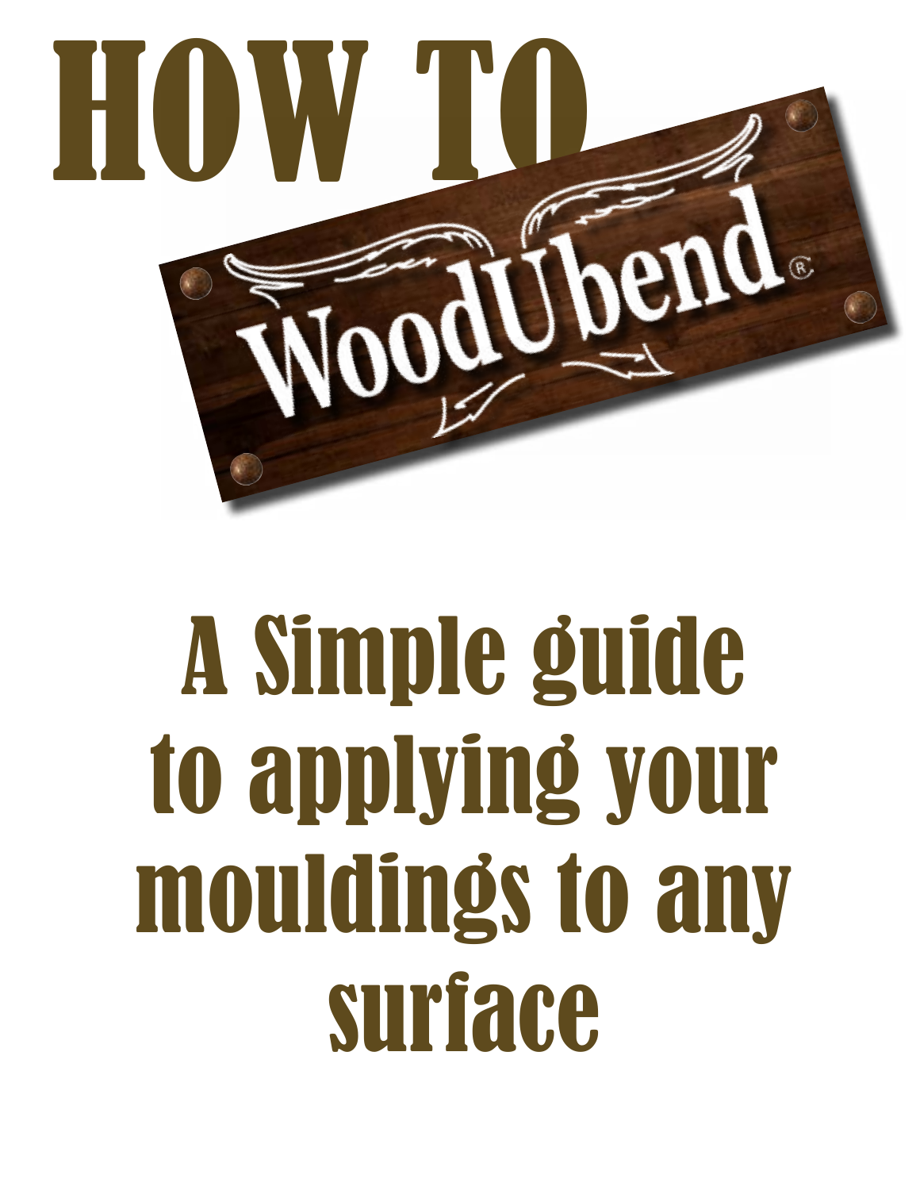# HOW TO

WoodUbend®

## A Simple guide to applying your mouldings to any surface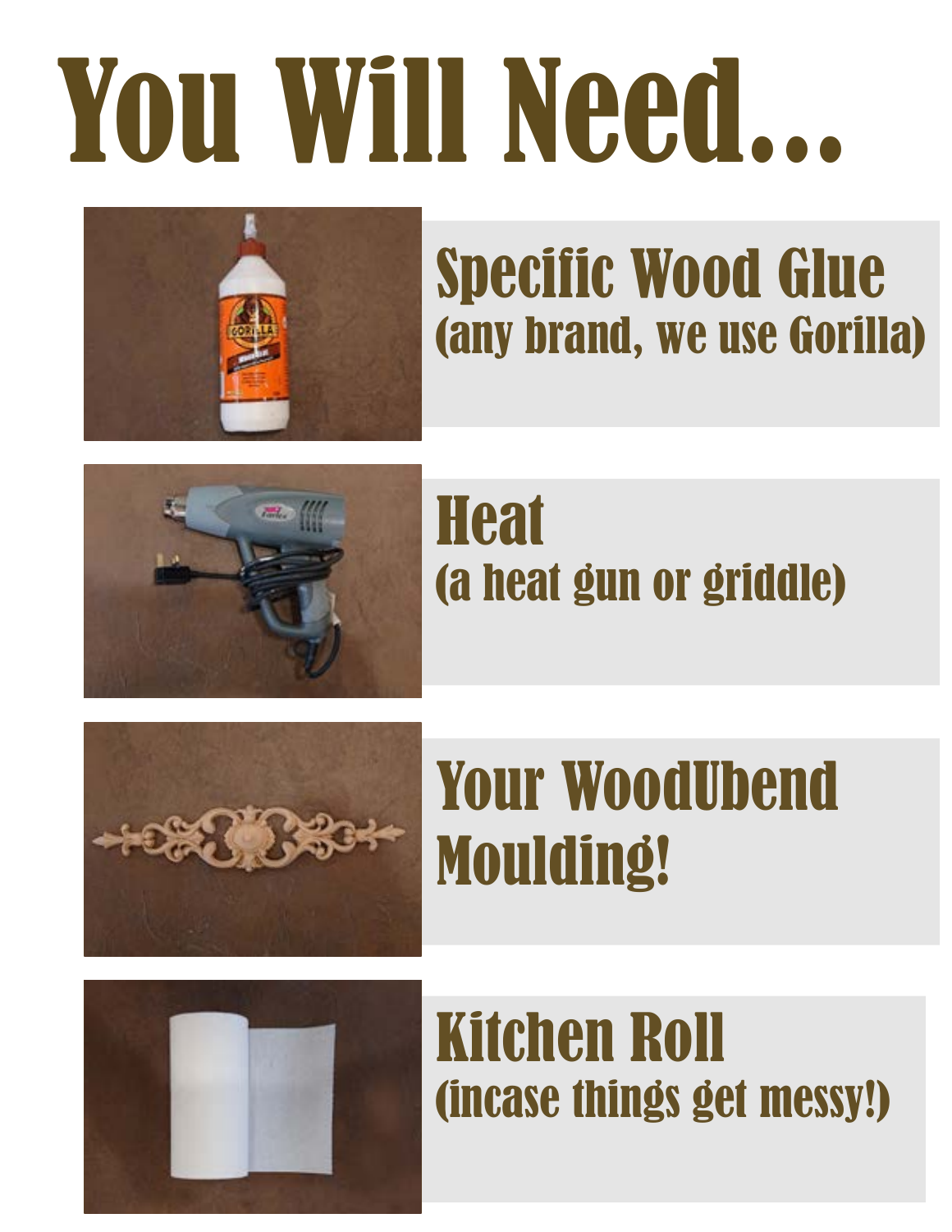# You Will Need...

## Specific Wood Glue
(any brand, we use Gorilla)

## Heat
(a heat gun or griddle)

## Your WoodUbend Moulding!

## Kitchen Roll
(incase things get messy!)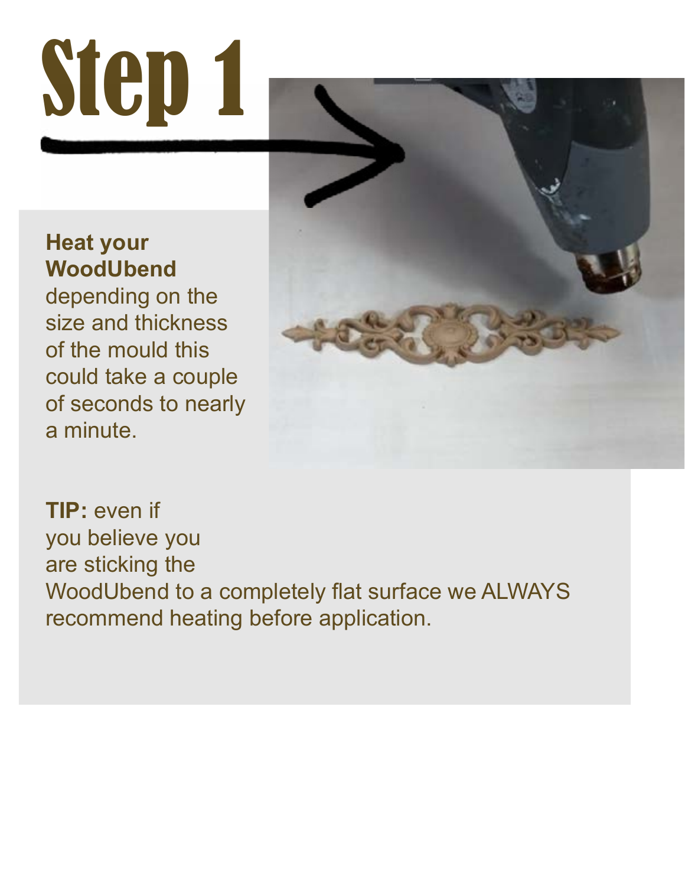# Step 1

**Heat your WoodUbend** depending on the size and thickness of the mould this could take a couple of seconds to nearly a minute.

**TIP:** even if you believe you are sticking the WoodUbend to a completely flat surface we ALWAYS recommend heating before application.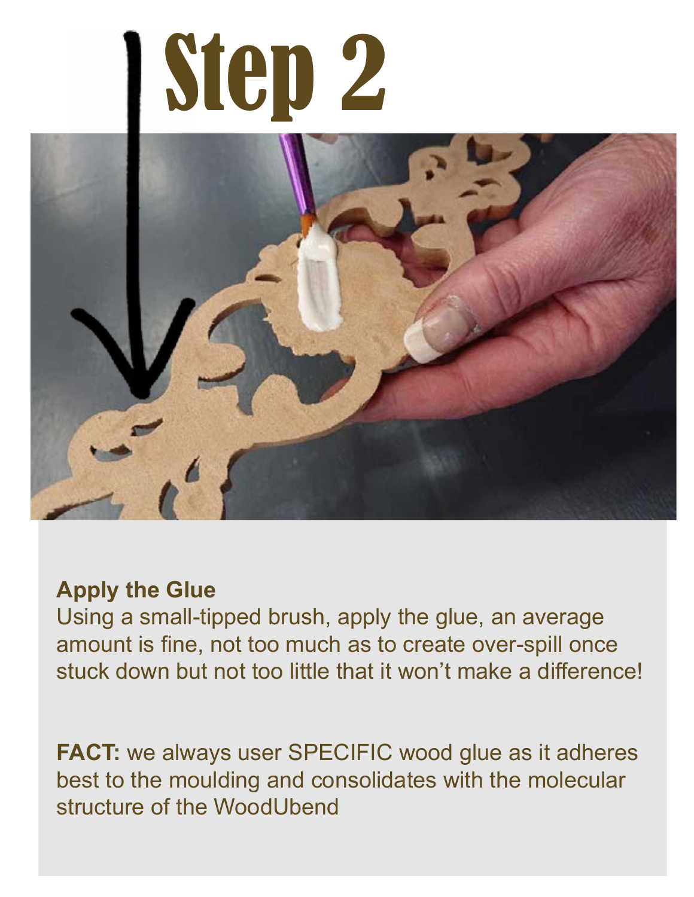# Step 2

**Apply the Glue**

Using a small-tipped brush, apply the glue, an average amount is fine, not too much as to create over-spill once stuck down but not too little that it won't make a difference!

**FACT:** we always user SPECIFIC wood glue as it adheres best to the moulding and consolidates with the molecular structure of the WoodUbend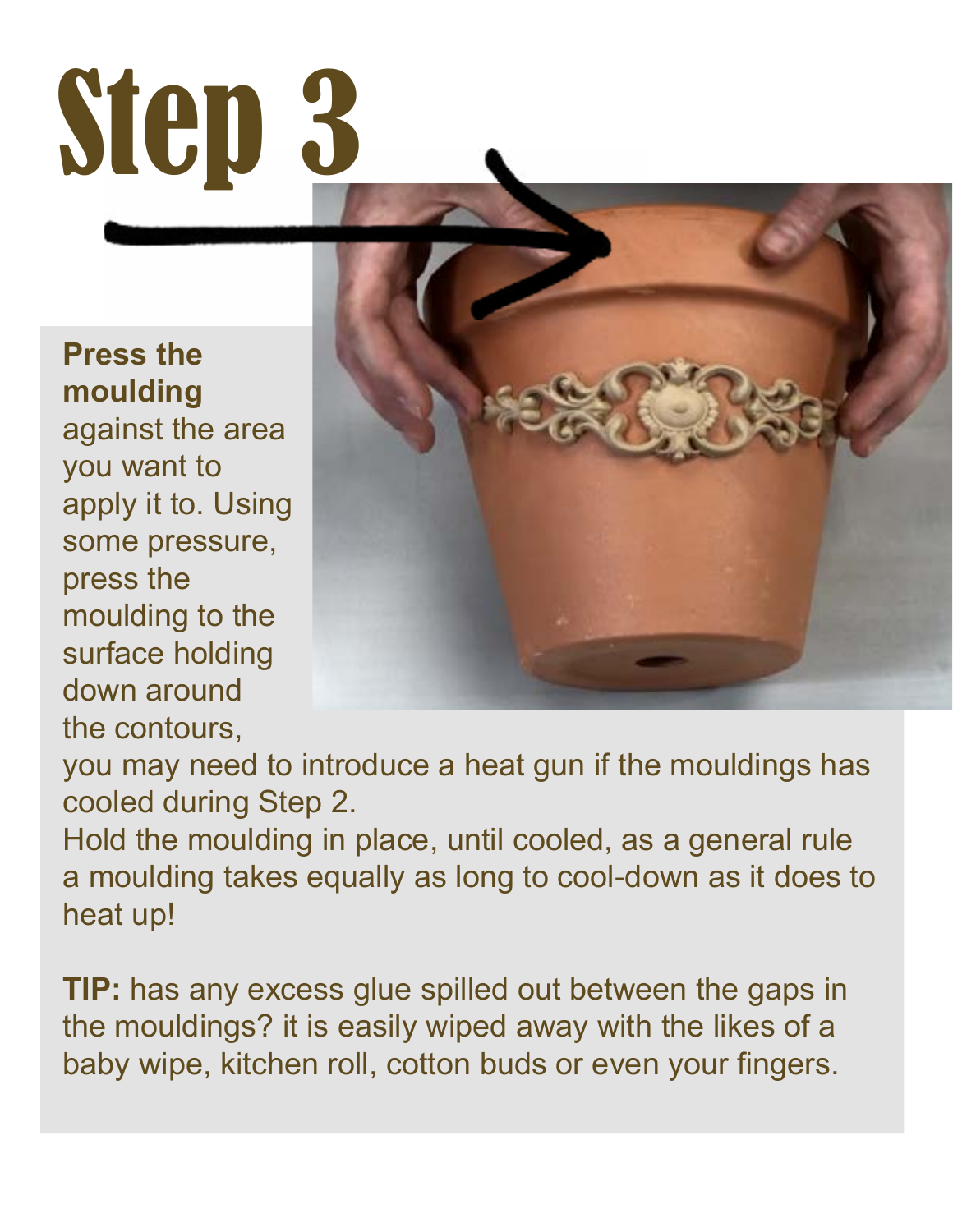# Step 3

**Press the moulding** against the area you want to apply it to. Using some pressure, press the moulding to the surface holding down around the contours, you may need to introduce a heat gun if the mouldings has cooled during Step 2.

Hold the moulding in place, until cooled, as a general rule a moulding takes equally as long to cool-down as it does to heat up!

**TIP:** has any excess glue spilled out between the gaps in the mouldings? it is easily wiped away with the likes of a baby wipe, kitchen roll, cotton buds or even your fingers.